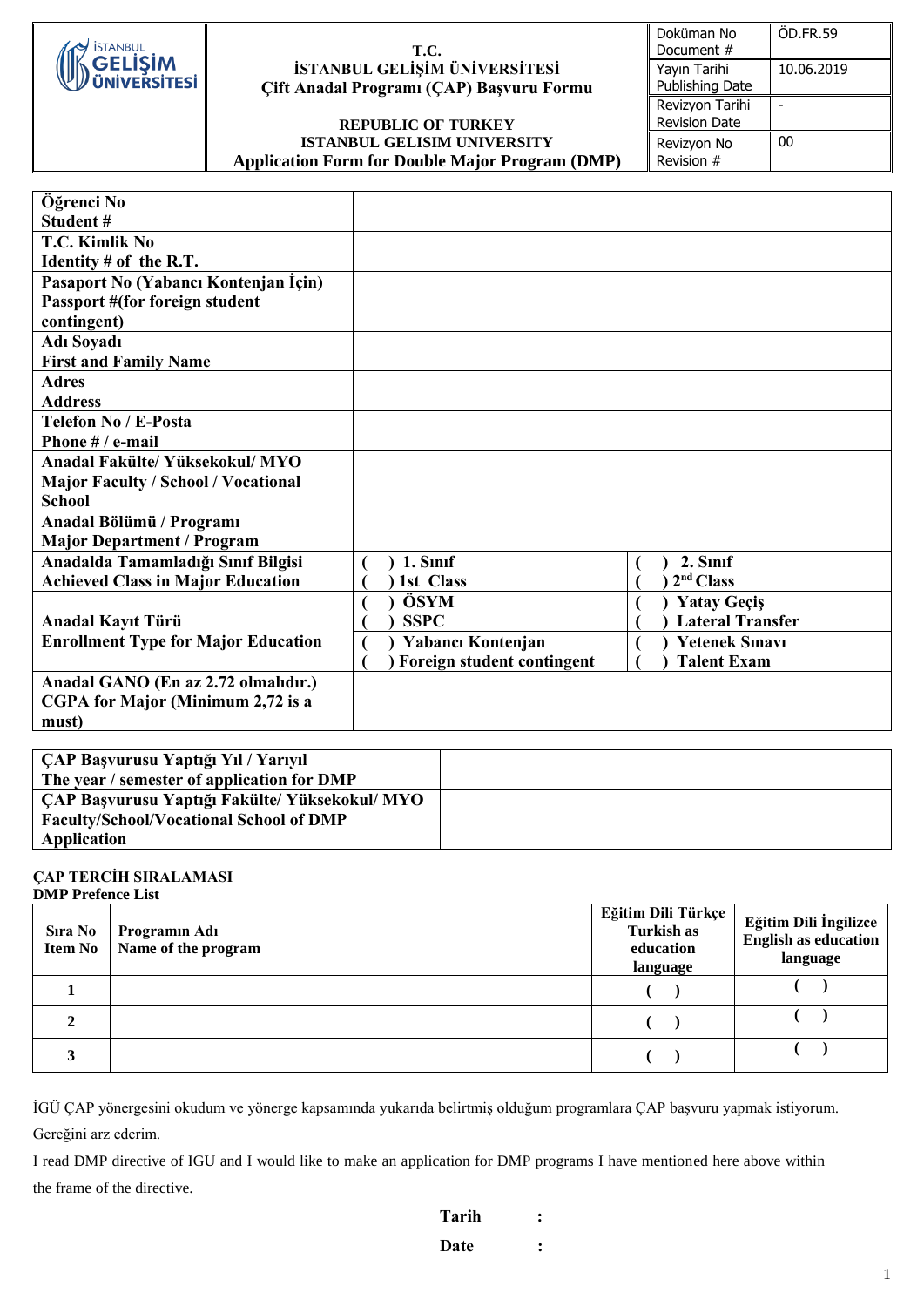| İSTANBUL GELİŞİM ÜNİVERSİTESİ | **T.C.**<br>**İSTANBUL GELİŞİM ÜNİVERSİTESİ**<br>**Çift Anadal Programı (ÇAP) Başvuru Formu**<br><br>**REPUBLIC OF TURKEY**<br>**ISTANBUL GELISIM UNIVERSITY**<br>**Application Form for Double Major Program (DMP)** | Doküman No<br>Document # | ÖD.FR.59 |
|---|---|---|---|
| | | Yayın Tarihi<br>Publishing Date | 10.06.2019 |
| | | Revizyon Tarihi<br>Revision Date | - |
| | | Revizyon No<br>Revision # | 00 |

| | | |
|---|---|---|
| **Öğrenci No**<br>**Student #** | | |
| **T.C. Kimlik No**<br>**Identity # of the R.T.** | | |
| **Pasaport No (Yabancı Kontenjan İçin)**<br>**Passport #(for foreign student contingent)** | | |
| **Adı Soyadı**<br>**First and Family Name** | | |
| **Adres**<br>**Address** | | |
| **Telefon No / E-Posta**<br>**Phone # / e-mail** | | |
| **Anadal Fakülte/ Yüksekokul/ MYO**<br>**Major Faculty / School / Vocational School** | | |
| **Anadal Bölümü / Programı**<br>**Major Department / Program** | | |
| **Anadalda Tamamladığı Sınıf Bilgisi**<br>**Achieved Class in Major Education** | **( ) 1. Sınıf**<br>**( ) 1st Class** | **( ) 2. Sınıf**<br>**( ) 2nd Class** |
| **Anadal Kayıt Türü**<br>**Enrollment Type for Major Education** | **( ) ÖSYM**<br>**( ) SSPC** | **( ) Yatay Geçiş**<br>**( ) Lateral Transfer** |
| | **( ) Yabancı Kontenjan**<br>**( ) Foreign student contingent** | **( ) Yetenek Sınavı**<br>**( ) Talent Exam** |
| **Anadal GANO (En az 2.72 olmalıdır.)**<br>**CGPA for Major (Minimum 2,72 is a must)** | | |

| | |
|---|---|
| **ÇAP Başvurusu Yaptığı Yıl / Yarıyıl**<br>**The year / semester of application for DMP** | |
| **ÇAP Başvurusu Yaptığı Fakülte/ Yüksekokul/ MYO**<br>**Faculty/School/Vocational School of DMP Application** | |

**ÇAP TERCİH SIRALAMASI**
**DMP Prefence List**

| **Sıra No**<br>**Item No** | **Programın Adı**<br>**Name of the program** | **Eğitim Dili Türkçe**<br>**Turkish as education language** | **Eğitim Dili İngilizce**<br>**English as education language** |
|---|---|---|---|
| **1** | | **( )** | **( )** |
| **2** | | **( )** | **( )** |
| **3** | | **( )** | **( )** |

İGÜ ÇAP yönergesini okudum ve yönerge kapsamında yukarıda belirtmiş olduğum programlara ÇAP başvuru yapmak istiyorum. Gereğini arz ederim.

I read DMP directive of IGU and I would like to make an application for DMP programs I have mentioned here above within the frame of the directive.

**Tarih :**

**Date :**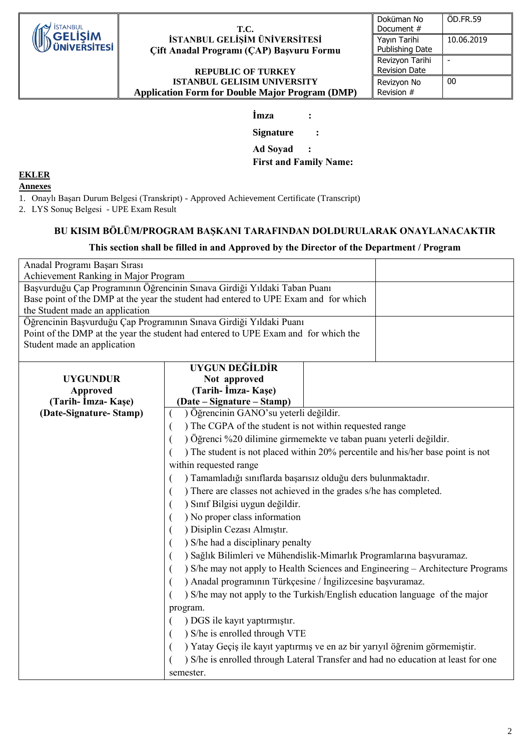| | | | |
|---|---|---|---|
| İSTANBUL GELİŞİM ÜNİVERSİTESİ | **T.C.**<br>**İSTANBUL GELİŞİM ÜNİVERSİTESİ**<br>**Çift Anadal Programı (ÇAP) Başvuru Formu**<br><br>**REPUBLIC OF TURKEY**<br>**ISTANBUL GELISIM UNIVERSITY**<br>**Application Form for Double Major Program (DMP)** | Doküman No<br>Document # | ÖD.FR.59 |
| | | Yayın Tarihi<br>Publishing Date | 10.06.2019 |
| | | Revizyon Tarihi<br>Revision Date | - |
| | | Revizyon No<br>Revision # | 00 |

**İmza :**

**Signature :**

**Ad Soyad :**

**First and Family Name:**

**EKLER**

**Annexes**

1. Onaylı Başarı Durum Belgesi (Transkript) - Approved Achievement Certificate (Transcript)
2. LYS Sonuç Belgesi - UPE Exam Result

**BU KISIM BÖLÜM/PROGRAM BAŞKANI TARAFINDAN DOLDURULARAK ONAYLANACAKTIR**

**This section shall be filled in and Approved by the Director of the Department / Program**

| | |
|---|---|
| Anadal Programı Başarı Sırası<br>Achievement Ranking in Major Program | |
| Başvurduğu Çap Programının Öğrencinin Sınava Girdiği Yıldaki Taban Puanı<br>Base point of the DMP at the year the student had entered to UPE Exam and for which the Student made an application | |
| Öğrencinin Başvurduğu Çap Programının Sınava Girdiği Yıldaki Puanı<br>Point of the DMP at the year the student had entered to UPE Exam and for which the Student made an application | |

| | | |
|---|---|---|
| **UYGUNDUR**<br>**Approved**<br>**(Tarih- İmza- Kaşe)**<br>**(Date-Signature- Stamp)** | **UYGUN DEĞİLDİR**<br>**Not approved**<br>**(Tarih- İmza- Kaşe)**<br>**(Date – Signature – Stamp)** | |
| | ( ) Öğrencinin GANO'su yeterli değildir.<br>( ) The CGPA of the student is not within requested range<br>( ) Öğrenci %20 dilimine girmemekte ve taban puanı yeterli değildir.<br>( ) The student is not placed within 20% percentile and his/her base point is not within requested range<br>( ) Tamamladığı sınıflarda başarısız olduğu ders bulunmaktadır.<br>( ) There are classes not achieved in the grades s/he has completed.<br>( ) Sınıf Bilgisi uygun değildir.<br>( ) No proper class information<br>( ) Disiplin Cezası Almıştır.<br>( ) S/he had a disciplinary penalty<br>( ) Sağlık Bilimleri ve Mühendislik-Mimarlık Programlarına başvuramaz.<br>( ) S/he may not apply to Health Sciences and Engineering – Architecture Programs<br>( ) Anadal programının Türkçesine / İngilizcesine başvuramaz.<br>( ) S/he may not apply to the Turkish/English education language of the major program.<br>( ) DGS ile kayıt yaptırmıştır.<br>( ) S/he is enrolled through VTE<br>( ) Yatay Geçiş ile kayıt yaptırmış ve en az bir yarıyıl öğrenim görmemiştir.<br>( ) S/he is enrolled through Lateral Transfer and had no education at least for one semester. | |